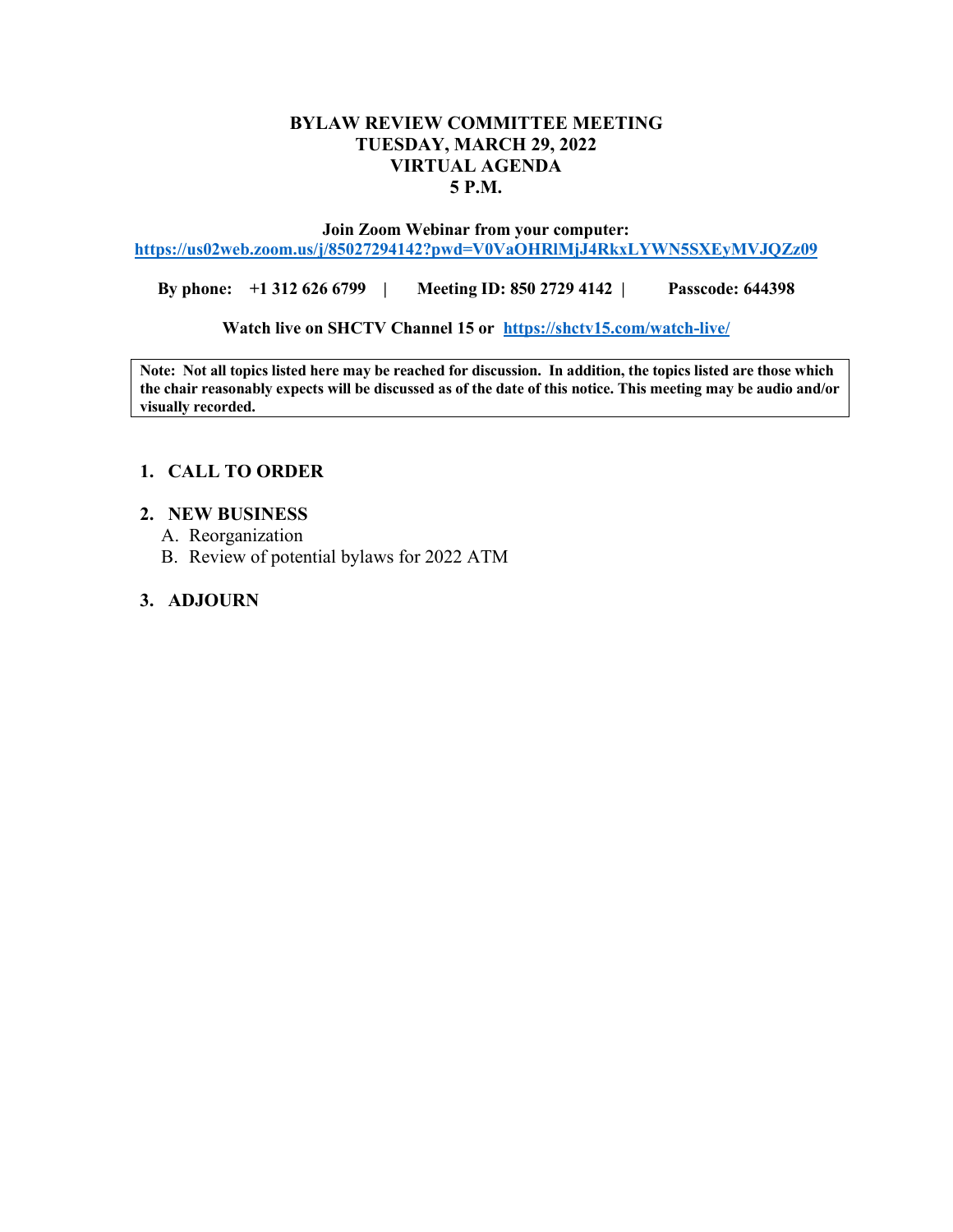# BYLAW REVIEW COMMITTEE MEETING
# TUESDAY, MARCH 29, 2022
# VIRTUAL AGENDA
# 5 P.M.

**Join Zoom Webinar from your computer:**
**https://us02web.zoom.us/j/85027294142?pwd=V0VaOHRlMjJ4RkxLYWN5SXEyMVJQZz09**

**By phone: +1 312 626 6799 | Meeting ID: 850 2729 4142 | Passcode: 644398**

**Watch live on SHCTV Channel 15 or https://shctv15.com/watch-live/**

**Note: Not all topics listed here may be reached for discussion. In addition, the topics listed are those which the chair reasonably expects will be discussed as of the date of this notice. This meeting may be audio and/or visually recorded.**

1. **CALL TO ORDER**

2. **NEW BUSINESS**
   - A. Reorganization
   - B. Review of potential bylaws for 2022 ATM

3. **ADJOURN**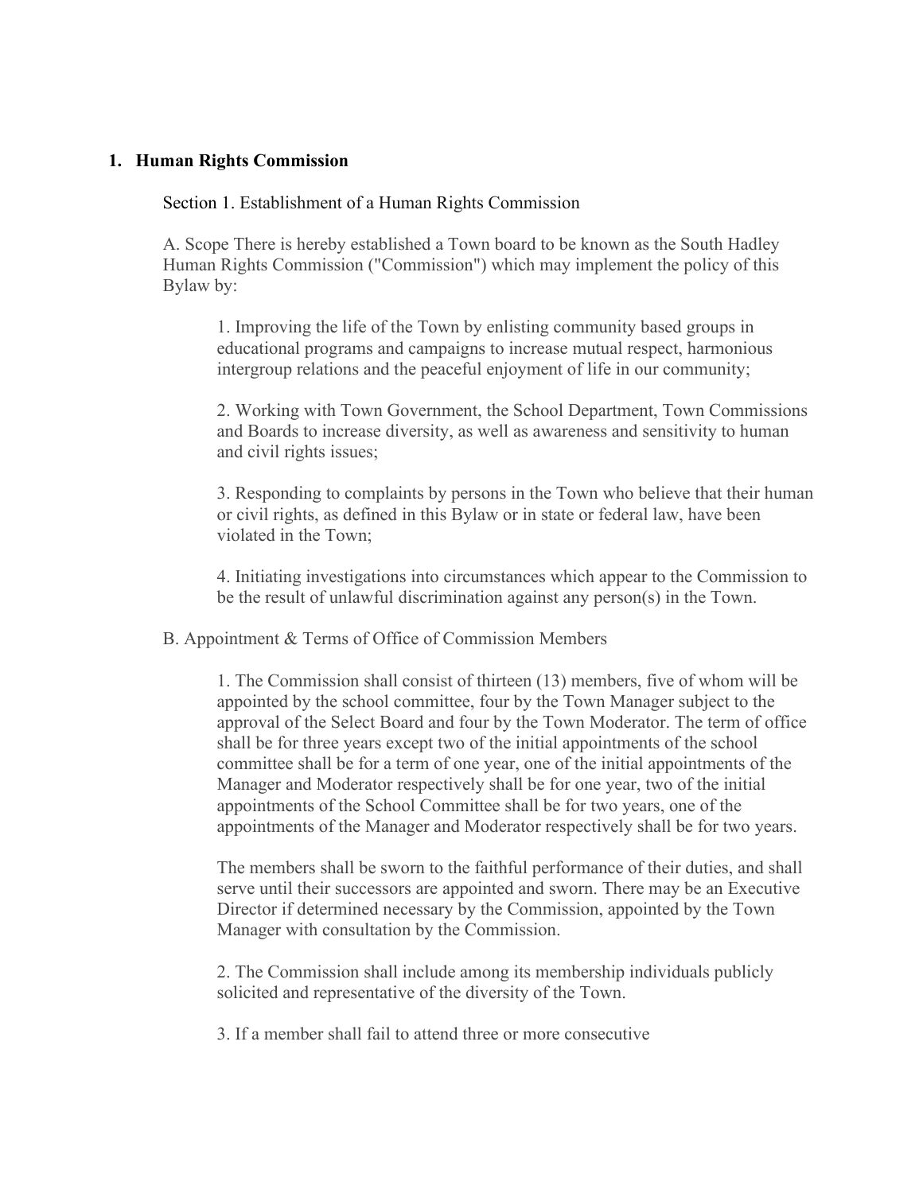## 1. Human Rights Commission

Section 1. Establishment of a Human Rights Commission

A. Scope There is hereby established a Town board to be known as the South Hadley Human Rights Commission ("Commission") which may implement the policy of this Bylaw by:

1. Improving the life of the Town by enlisting community based groups in educational programs and campaigns to increase mutual respect, harmonious intergroup relations and the peaceful enjoyment of life in our community;

2. Working with Town Government, the School Department, Town Commissions and Boards to increase diversity, as well as awareness and sensitivity to human and civil rights issues;

3. Responding to complaints by persons in the Town who believe that their human or civil rights, as defined in this Bylaw or in state or federal law, have been violated in the Town;

4. Initiating investigations into circumstances which appear to the Commission to be the result of unlawful discrimination against any person(s) in the Town.

B. Appointment & Terms of Office of Commission Members

1. The Commission shall consist of thirteen (13) members, five of whom will be appointed by the school committee, four by the Town Manager subject to the approval of the Select Board and four by the Town Moderator. The term of office shall be for three years except two of the initial appointments of the school committee shall be for a term of one year, one of the initial appointments of the Manager and Moderator respectively shall be for one year, two of the initial appointments of the School Committee shall be for two years, one of the appointments of the Manager and Moderator respectively shall be for two years.

The members shall be sworn to the faithful performance of their duties, and shall serve until their successors are appointed and sworn. There may be an Executive Director if determined necessary by the Commission, appointed by the Town Manager with consultation by the Commission.

2. The Commission shall include among its membership individuals publicly solicited and representative of the diversity of the Town.

3. If a member shall fail to attend three or more consecutive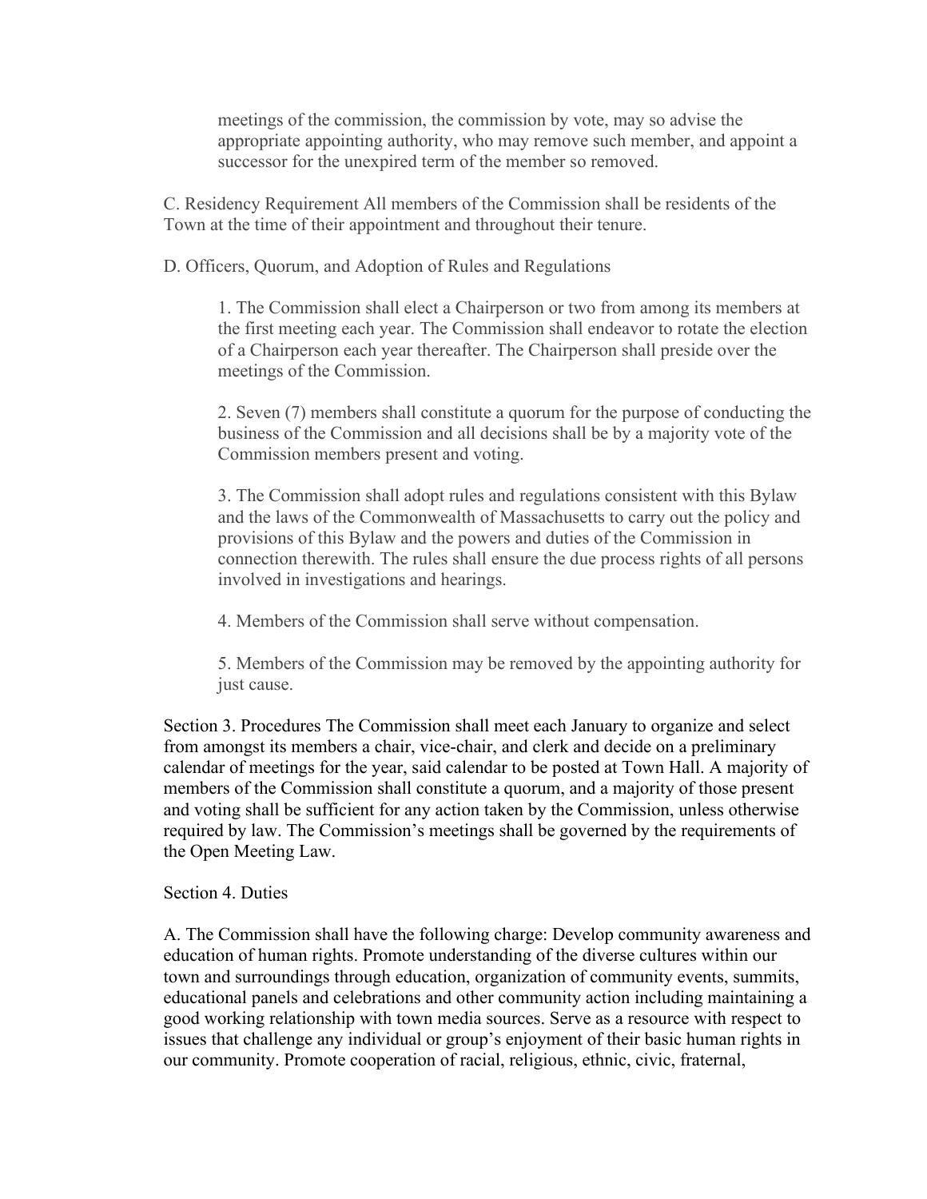meetings of the commission, the commission by vote, may so advise the appropriate appointing authority, who may remove such member, and appoint a successor for the unexpired term of the member so removed.

C. Residency Requirement All members of the Commission shall be residents of the Town at the time of their appointment and throughout their tenure.

D. Officers, Quorum, and Adoption of Rules and Regulations

1. The Commission shall elect a Chairperson or two from among its members at the first meeting each year. The Commission shall endeavor to rotate the election of a Chairperson each year thereafter. The Chairperson shall preside over the meetings of the Commission.

2. Seven (7) members shall constitute a quorum for the purpose of conducting the business of the Commission and all decisions shall be by a majority vote of the Commission members present and voting.

3. The Commission shall adopt rules and regulations consistent with this Bylaw and the laws of the Commonwealth of Massachusetts to carry out the policy and provisions of this Bylaw and the powers and duties of the Commission in connection therewith. The rules shall ensure the due process rights of all persons involved in investigations and hearings.

4. Members of the Commission shall serve without compensation.

5. Members of the Commission may be removed by the appointing authority for just cause.

Section 3. Procedures The Commission shall meet each January to organize and select from amongst its members a chair, vice-chair, and clerk and decide on a preliminary calendar of meetings for the year, said calendar to be posted at Town Hall. A majority of members of the Commission shall constitute a quorum, and a majority of those present and voting shall be sufficient for any action taken by the Commission, unless otherwise required by law. The Commission's meetings shall be governed by the requirements of the Open Meeting Law.

Section 4. Duties

A. The Commission shall have the following charge: Develop community awareness and education of human rights. Promote understanding of the diverse cultures within our town and surroundings through education, organization of community events, summits, educational panels and celebrations and other community action including maintaining a good working relationship with town media sources. Serve as a resource with respect to issues that challenge any individual or group's enjoyment of their basic human rights in our community. Promote cooperation of racial, religious, ethnic, civic, fraternal,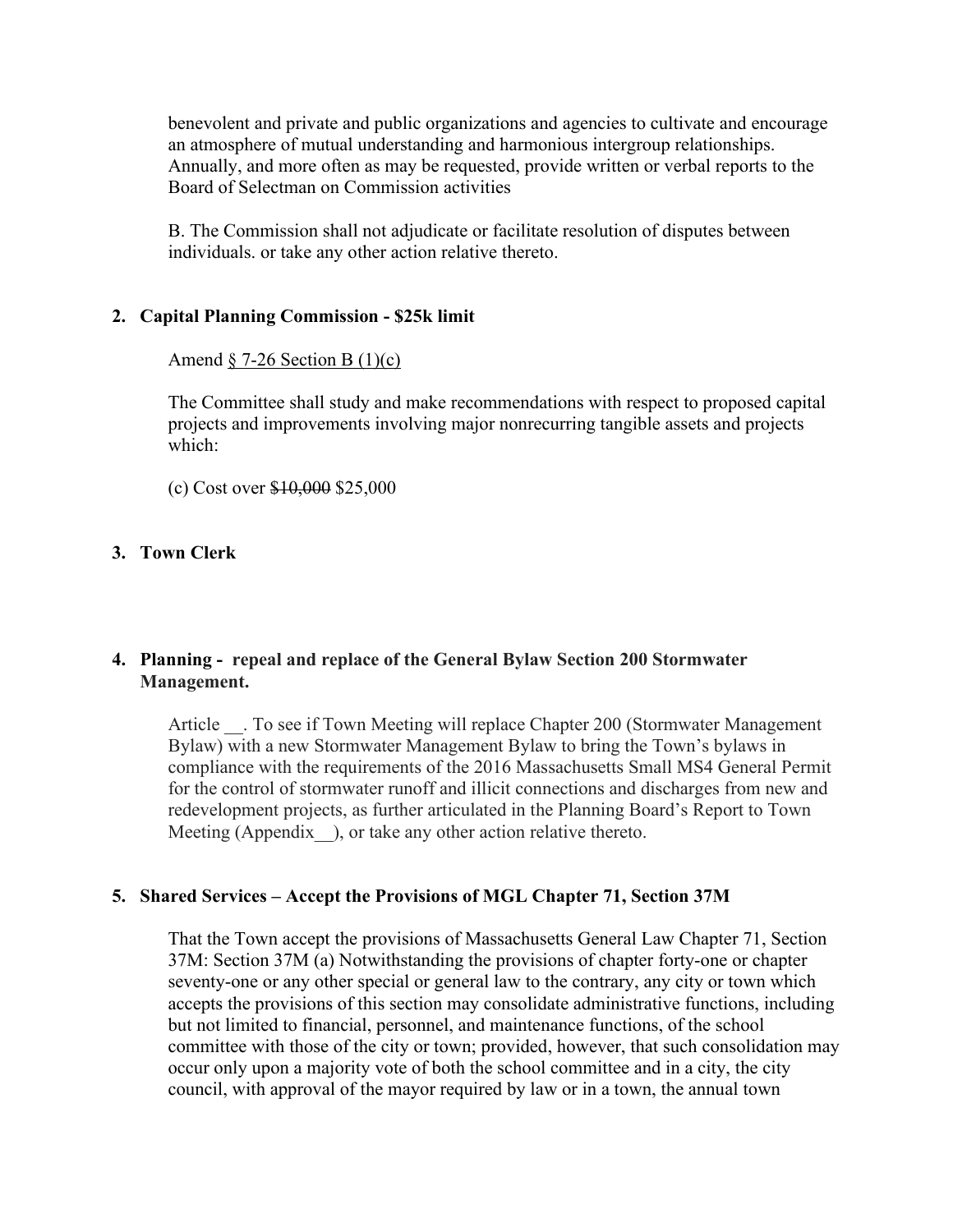benevolent and private and public organizations and agencies to cultivate and encourage an atmosphere of mutual understanding and harmonious intergroup relationships. Annually, and more often as may be requested, provide written or verbal reports to the Board of Selectman on Commission activities

B. The Commission shall not adjudicate or facilitate resolution of disputes between individuals. or take any other action relative thereto.

2. **Capital Planning Commission - $25k limit**

   Amend <u>§ 7-26 Section B (1)(c)</u>

   The Committee shall study and make recommendations with respect to proposed capital projects and improvements involving major nonrecurring tangible assets and projects which:

   (c) Cost over ~~$10,000~~ $25,000

3. **Town Clerk**

4. **Planning - repeal and replace of the General Bylaw Section 200 Stormwater Management.**

   Article __. To see if Town Meeting will replace Chapter 200 (Stormwater Management Bylaw) with a new Stormwater Management Bylaw to bring the Town's bylaws in compliance with the requirements of the 2016 Massachusetts Small MS4 General Permit for the control of stormwater runoff and illicit connections and discharges from new and redevelopment projects, as further articulated in the Planning Board's Report to Town Meeting (Appendix__), or take any other action relative thereto.

5. **Shared Services – Accept the Provisions of MGL Chapter 71, Section 37M**

   That the Town accept the provisions of Massachusetts General Law Chapter 71, Section 37M: Section 37M (a) Notwithstanding the provisions of chapter forty-one or chapter seventy-one or any other special or general law to the contrary, any city or town which accepts the provisions of this section may consolidate administrative functions, including but not limited to financial, personnel, and maintenance functions, of the school committee with those of the city or town; provided, however, that such consolidation may occur only upon a majority vote of both the school committee and in a city, the city council, with approval of the mayor required by law or in a town, the annual town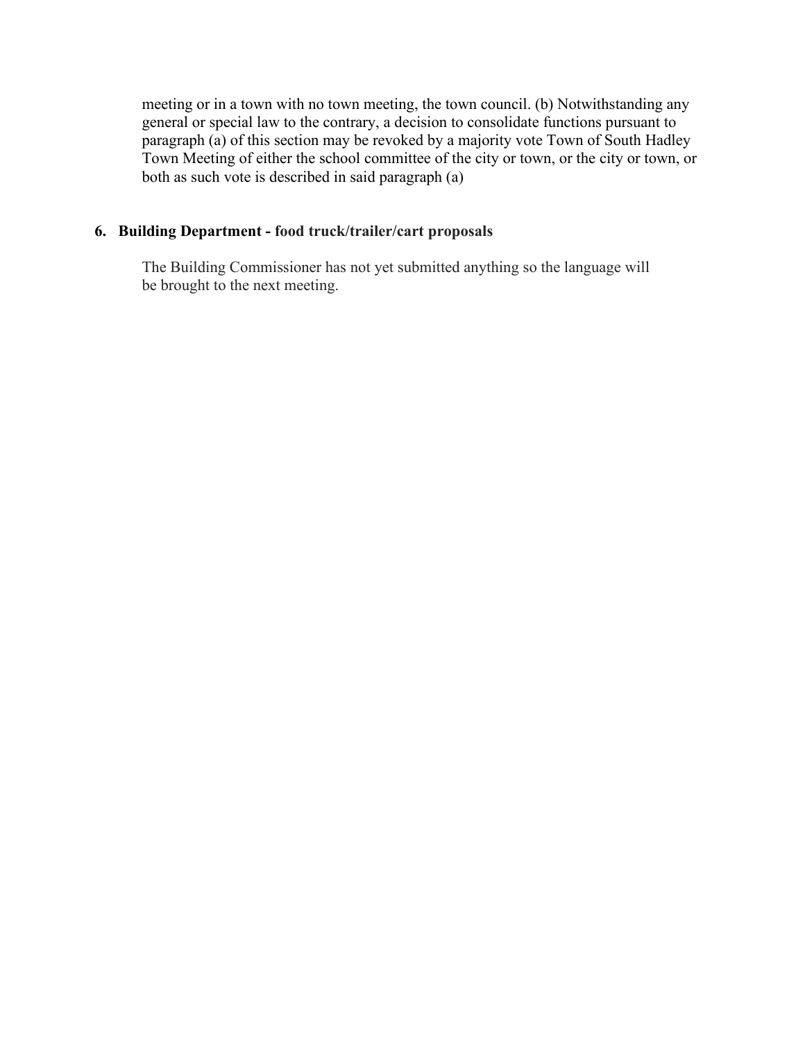meeting or in a town with no town meeting, the town council. (b) Notwithstanding any general or special law to the contrary, a decision to consolidate functions pursuant to paragraph (a) of this section may be revoked by a majority vote Town of South Hadley Town Meeting of either the school committee of the city or town, or the city or town, or both as such vote is described in said paragraph (a)

**6. Building Department - food truck/trailer/cart proposals**

The Building Commissioner has not yet submitted anything so the language will be brought to the next meeting.